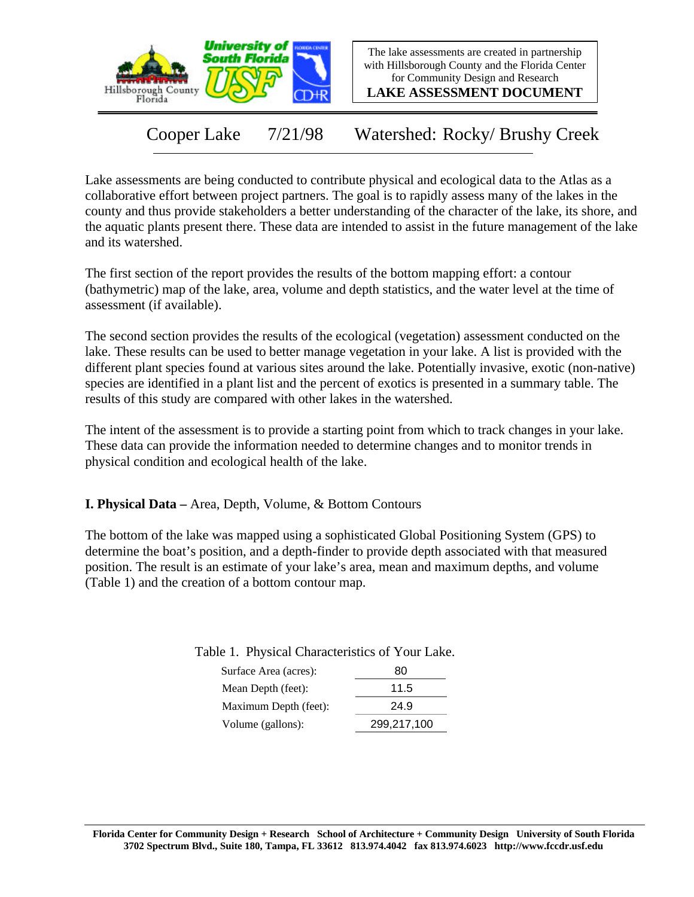The lake assessments are created in partnership with Hillsborough County and the Florida Center for Community Design and Research

**LAKE ASSESSMENT DOCUMENT**

# Cooper Lake 7/21/98 Watershed: Rocky/ Brushy Creek

Lake assessments are being conducted to contribute physical and ecological data to the Atlas as a collaborative effort between project partners. The goal is to rapidly assess many of the lakes in the county and thus provide stakeholders a better understanding of the character of the lake, its shore, and the aquatic plants present there. These data are intended to assist in the future management of the lake and its watershed.

The first section of the report provides the results of the bottom mapping effort: a contour (bathymetric) map of the lake, area, volume and depth statistics, and the water level at the time of assessment (if available).

The second section provides the results of the ecological (vegetation) assessment conducted on the lake. These results can be used to better manage vegetation in your lake. A list is provided with the different plant species found at various sites around the lake. Potentially invasive, exotic (non-native) species are identified in a plant list and the percent of exotics is presented in a summary table. The results of this study are compared with other lakes in the watershed.

The intent of the assessment is to provide a starting point from which to track changes in your lake. These data can provide the information needed to determine changes and to monitor trends in physical condition and ecological health of the lake.

## I. Physical Data – Area, Depth, Volume, & Bottom Contours

The bottom of the lake was mapped using a sophisticated Global Positioning System (GPS) to determine the boat's position, and a depth-finder to provide depth associated with that measured position. The result is an estimate of your lake's area, mean and maximum depths, and volume (Table 1) and the creation of a bottom contour map.

Table 1. Physical Characteristics of Your Lake.

| | |
|---|---|
| Surface Area (acres): | 80 |
| Mean Depth (feet): | 11.5 |
| Maximum Depth (feet): | 24.9 |
| Volume (gallons): | 299,217,100 |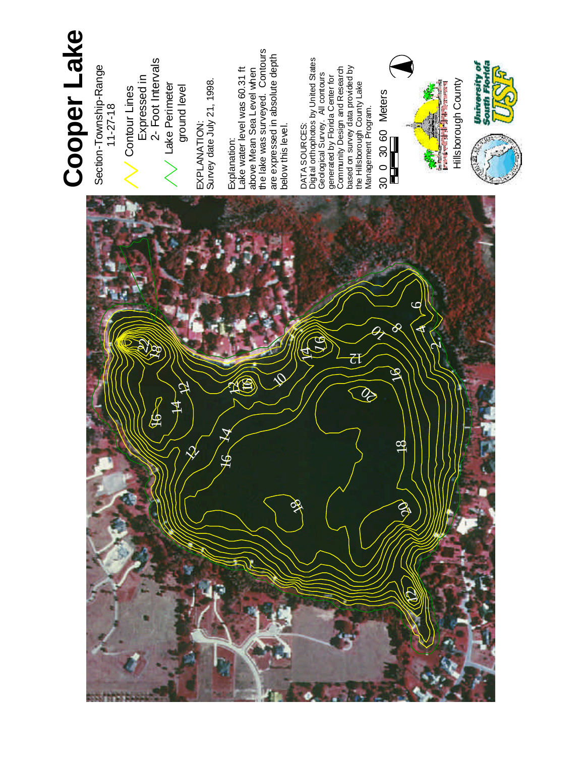# Cooper Lake

Section-Township-Range
11-27-18

Contour Lines
Expressed in
2- Foot Intervals

Lake Perimeter
ground level

EXPLANATION:
Survey date July 21, 1998.

Explanation:
Lake water level was 60.31 ft above Mean Sea Level when the lake was surveyed. Contours are expressed in absolute depth below this level.

DATA SOURCES:
Digital orthophotos by United States Geological Survey. All contours generated by Florida Center for Community Design and Research based on survey data provided by the Hillsborough County Lake Management Program.

30 0 30 60 Meters

Hillsborough County

University of South Florida USF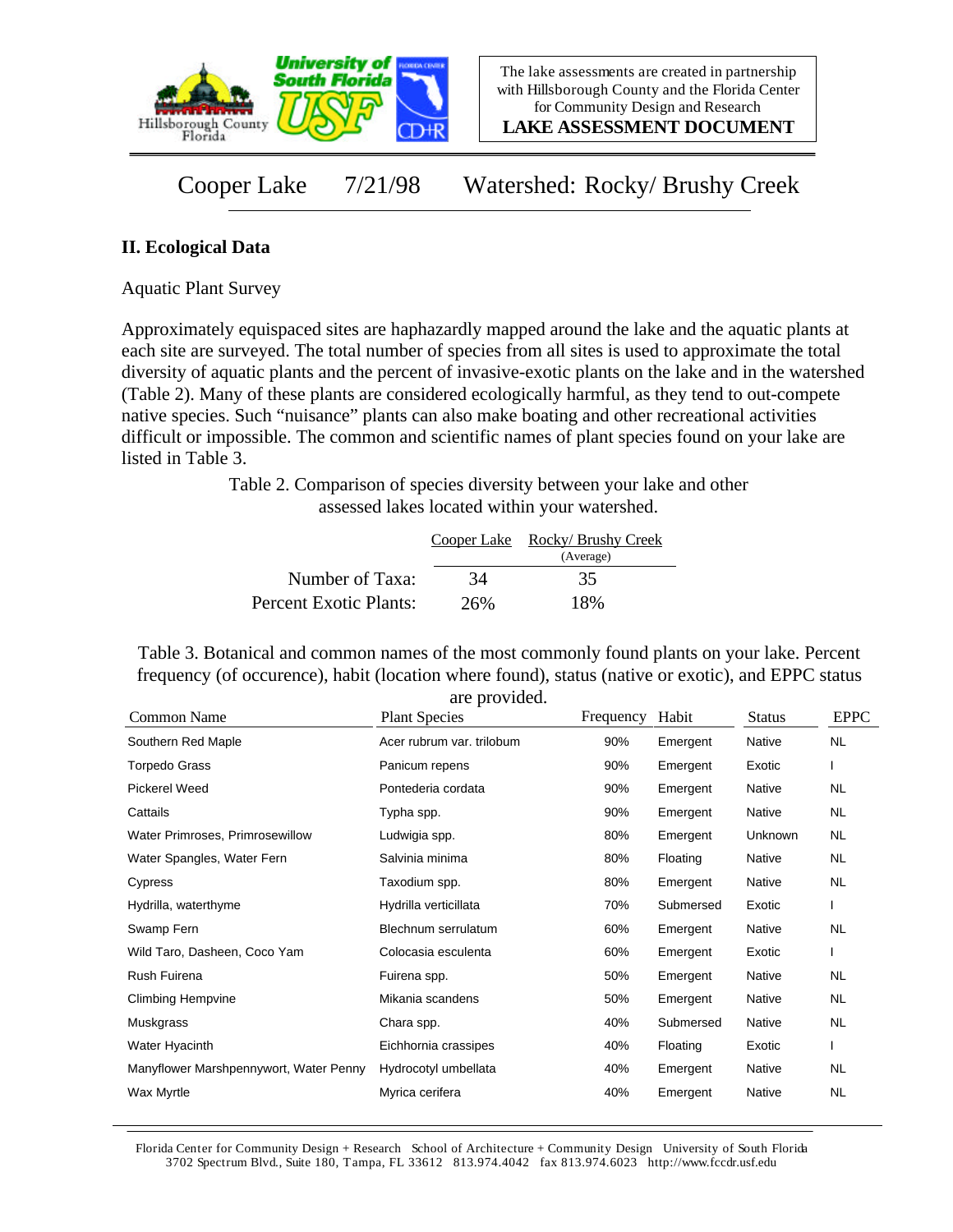The lake assessments are created in partnership with Hillsborough County and the Florida Center for Community Design and Research

**LAKE ASSESSMENT DOCUMENT**

# Cooper Lake 7/21/98 Watershed: Rocky/ Brushy Creek

## II. Ecological Data

Aquatic Plant Survey

Approximately equispaced sites are haphazardly mapped around the lake and the aquatic plants at each site are surveyed. The total number of species from all sites is used to approximate the total diversity of aquatic plants and the percent of invasive-exotic plants on the lake and in the watershed (Table 2). Many of these plants are considered ecologically harmful, as they tend to out-compete native species. Such "nuisance" plants can also make boating and other recreational activities difficult or impossible. The common and scientific names of plant species found on your lake are listed in Table 3.

Table 2. Comparison of species diversity between your lake and other assessed lakes located within your watershed.

| | Cooper Lake | Rocky/ Brushy Creek (Average) |
|---|---|---|
| Number of Taxa: | 34 | 35 |
| Percent Exotic Plants: | 26% | 18% |

Table 3. Botanical and common names of the most commonly found plants on your lake. Percent frequency (of occurence), habit (location where found), status (native or exotic), and EPPC status are provided.

| Common Name | Plant Species | Frequency | Habit | Status | EPPC |
|---|---|---|---|---|---|
| Southern Red Maple | Acer rubrum var. trilobum | 90% | Emergent | Native | NL |
| Torpedo Grass | Panicum repens | 90% | Emergent | Exotic | I |
| Pickerel Weed | Pontederia cordata | 90% | Emergent | Native | NL |
| Cattails | Typha spp. | 90% | Emergent | Native | NL |
| Water Primroses, Primrosewillow | Ludwigia spp. | 80% | Emergent | Unknown | NL |
| Water Spangles, Water Fern | Salvinia minima | 80% | Floating | Native | NL |
| Cypress | Taxodium spp. | 80% | Emergent | Native | NL |
| Hydrilla, waterthyme | Hydrilla verticillata | 70% | Submersed | Exotic | I |
| Swamp Fern | Blechnum serrulatum | 60% | Emergent | Native | NL |
| Wild Taro, Dasheen, Coco Yam | Colocasia esculenta | 60% | Emergent | Exotic | I |
| Rush Fuirena | Fuirena spp. | 50% | Emergent | Native | NL |
| Climbing Hempvine | Mikania scandens | 50% | Emergent | Native | NL |
| Muskgrass | Chara spp. | 40% | Submersed | Native | NL |
| Water Hyacinth | Eichhornia crassipes | 40% | Floating | Exotic | I |
| Manyflower Marshpennywort, Water Penny | Hydrocotyl umbellata | 40% | Emergent | Native | NL |
| Wax Myrtle | Myrica cerifera | 40% | Emergent | Native | NL |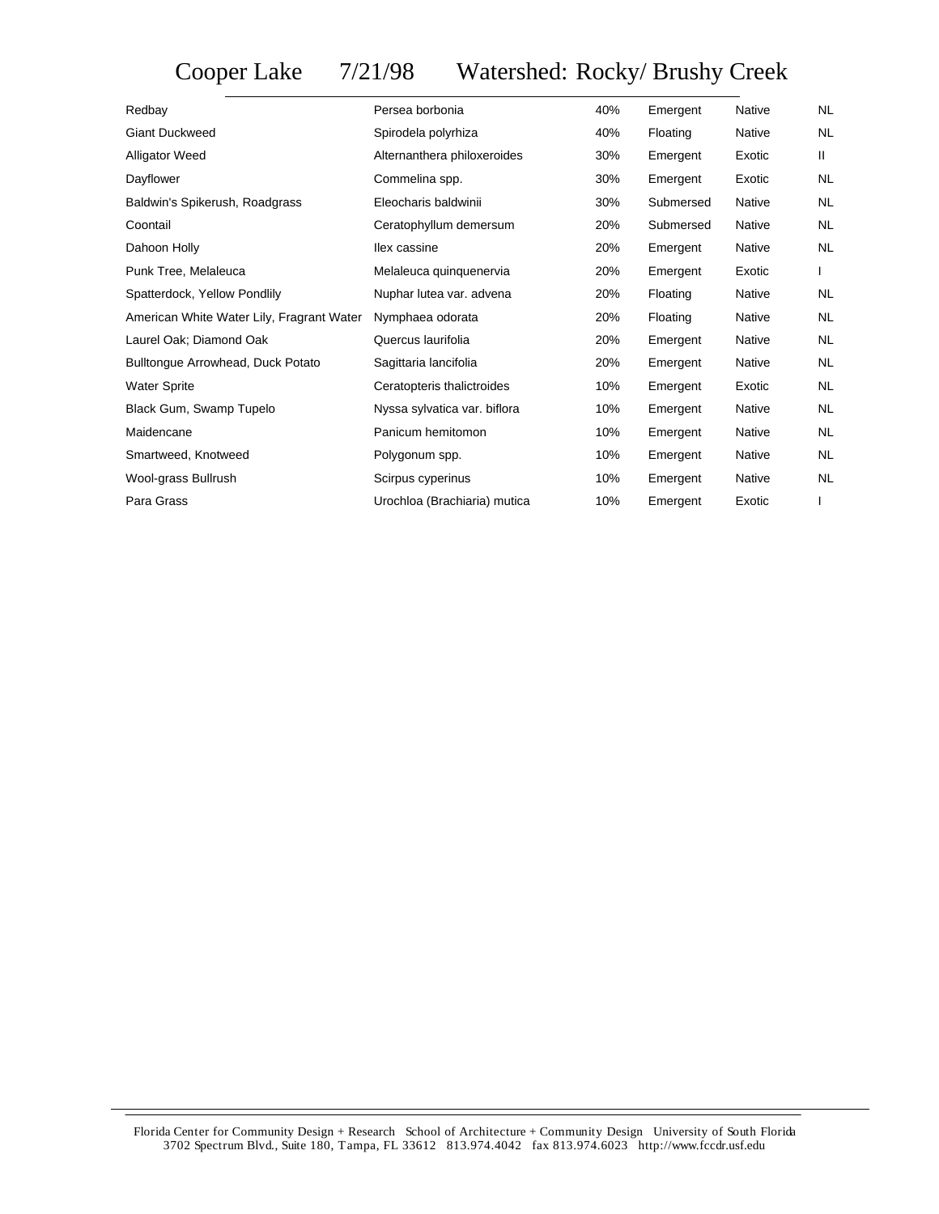# Cooper Lake 7/21/98 Watershed: Rocky/ Brushy Creek

| | | | | | |
|---|---|---|---|---|---|
| Redbay | Persea borbonia | 40% | Emergent | Native | NL |
| Giant Duckweed | Spirodela polyrhiza | 40% | Floating | Native | NL |
| Alligator Weed | Alternanthera philoxeroides | 30% | Emergent | Exotic | II |
| Dayflower | Commelina spp. | 30% | Emergent | Exotic | NL |
| Baldwin's Spikerush, Roadgrass | Eleocharis baldwinii | 30% | Submersed | Native | NL |
| Coontail | Ceratophyllum demersum | 20% | Submersed | Native | NL |
| Dahoon Holly | Ilex cassine | 20% | Emergent | Native | NL |
| Punk Tree, Melaleuca | Melaleuca quinquenervia | 20% | Emergent | Exotic | I |
| Spatterdock, Yellow Pondlily | Nuphar lutea var. advena | 20% | Floating | Native | NL |
| American White Water Lily, Fragrant Water | Nymphaea odorata | 20% | Floating | Native | NL |
| Laurel Oak; Diamond Oak | Quercus laurifolia | 20% | Emergent | Native | NL |
| Bulltongue Arrowhead, Duck Potato | Sagittaria lancifolia | 20% | Emergent | Native | NL |
| Water Sprite | Ceratopteris thalictroides | 10% | Emergent | Exotic | NL |
| Black Gum, Swamp Tupelo | Nyssa sylvatica var. biflora | 10% | Emergent | Native | NL |
| Maidencane | Panicum hemitomon | 10% | Emergent | Native | NL |
| Smartweed, Knotweed | Polygonum spp. | 10% | Emergent | Native | NL |
| Wool-grass Bullrush | Scirpus cyperinus | 10% | Emergent | Native | NL |
| Para Grass | Urochloa (Brachiaria) mutica | 10% | Emergent | Exotic | I |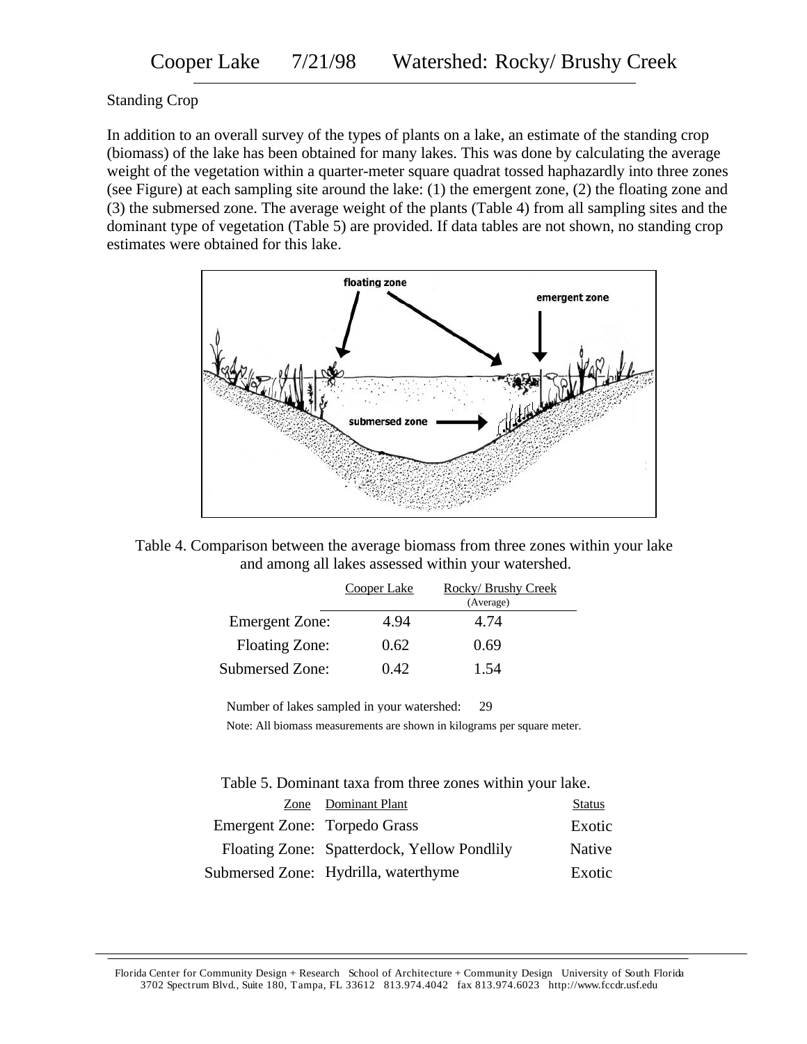# Cooper Lake 7/21/98 Watershed: Rocky/ Brushy Creek

Standing Crop

In addition to an overall survey of the types of plants on a lake, an estimate of the standing crop (biomass) of the lake has been obtained for many lakes. This was done by calculating the average weight of the vegetation within a quarter-meter square quadrat tossed haphazardly into three zones (see Figure) at each sampling site around the lake: (1) the emergent zone, (2) the floating zone and (3) the submersed zone. The average weight of the plants (Table 4) from all sampling sites and the dominant type of vegetation (Table 5) are provided. If data tables are not shown, no standing crop estimates were obtained for this lake.

floating zone

emergent zone

submersed zone

Table 4. Comparison between the average biomass from three zones within your lake and among all lakes assessed within your watershed.

| | Cooper Lake | Rocky/ Brushy Creek (Average) |
|---|---|---|
| Emergent Zone: | 4.94 | 4.74 |
| Floating Zone: | 0.62 | 0.69 |
| Submersed Zone: | 0.42 | 1.54 |

Number of lakes sampled in your watershed: 29

Note: All biomass measurements are shown in kilograms per square meter.

Table 5. Dominant taxa from three zones within your lake.

| Zone | Dominant Plant | Status |
|---|---|---|
| Emergent Zone: | Torpedo Grass | Exotic |
| Floating Zone: | Spatterdock, Yellow Pondlily | Native |
| Submersed Zone: | Hydrilla, waterthyme | Exotic |